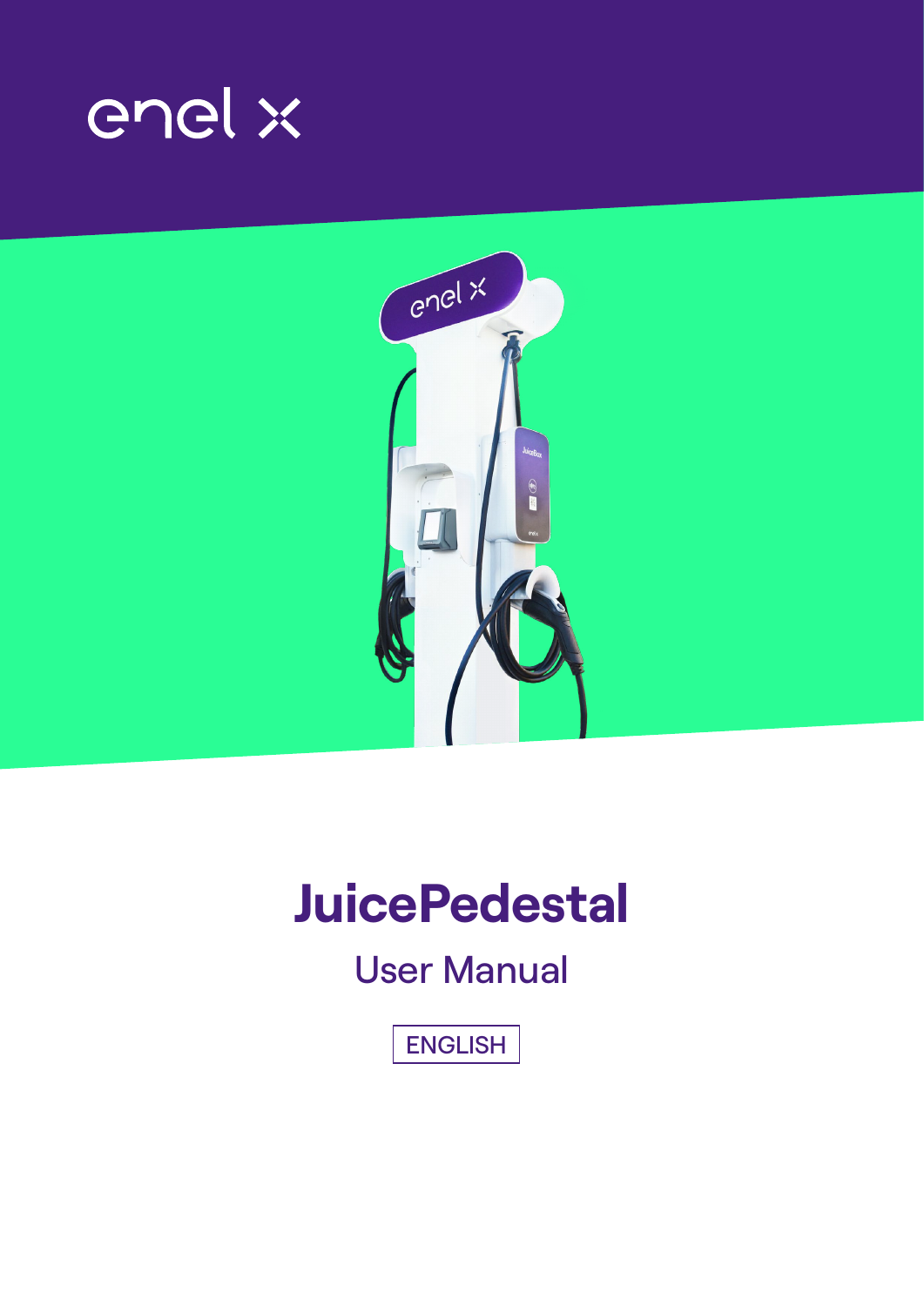enel x

# JuicePedestal

## User Manual

ENGLISH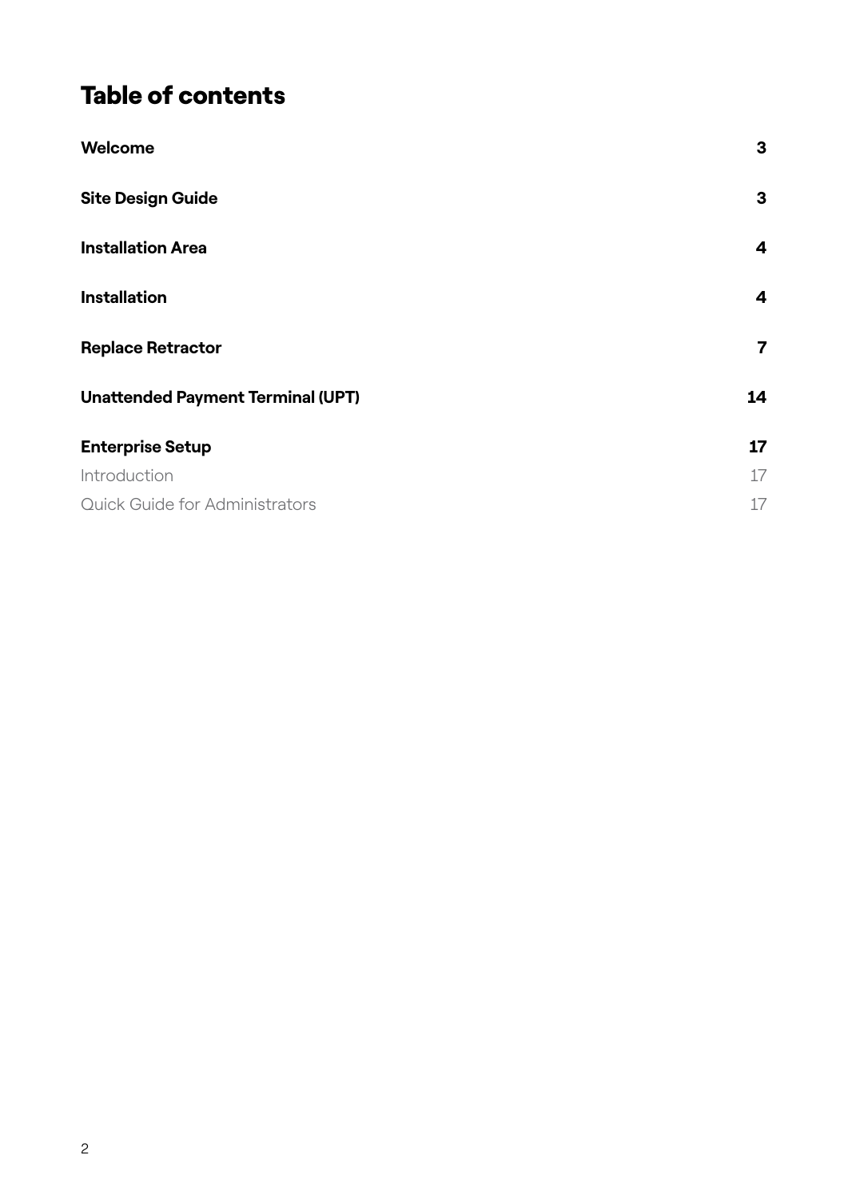# Table of contents

| | |
|---|---|
| **Welcome** | **3** |
| **Site Design Guide** | **3** |
| **Installation Area** | **4** |
| **Installation** | **4** |
| **Replace Retractor** | **7** |
| **Unattended Payment Terminal (UPT)** | **14** |
| **Enterprise Setup** | **17** |
| Introduction | 17 |
| Quick Guide for Administrators | 17 |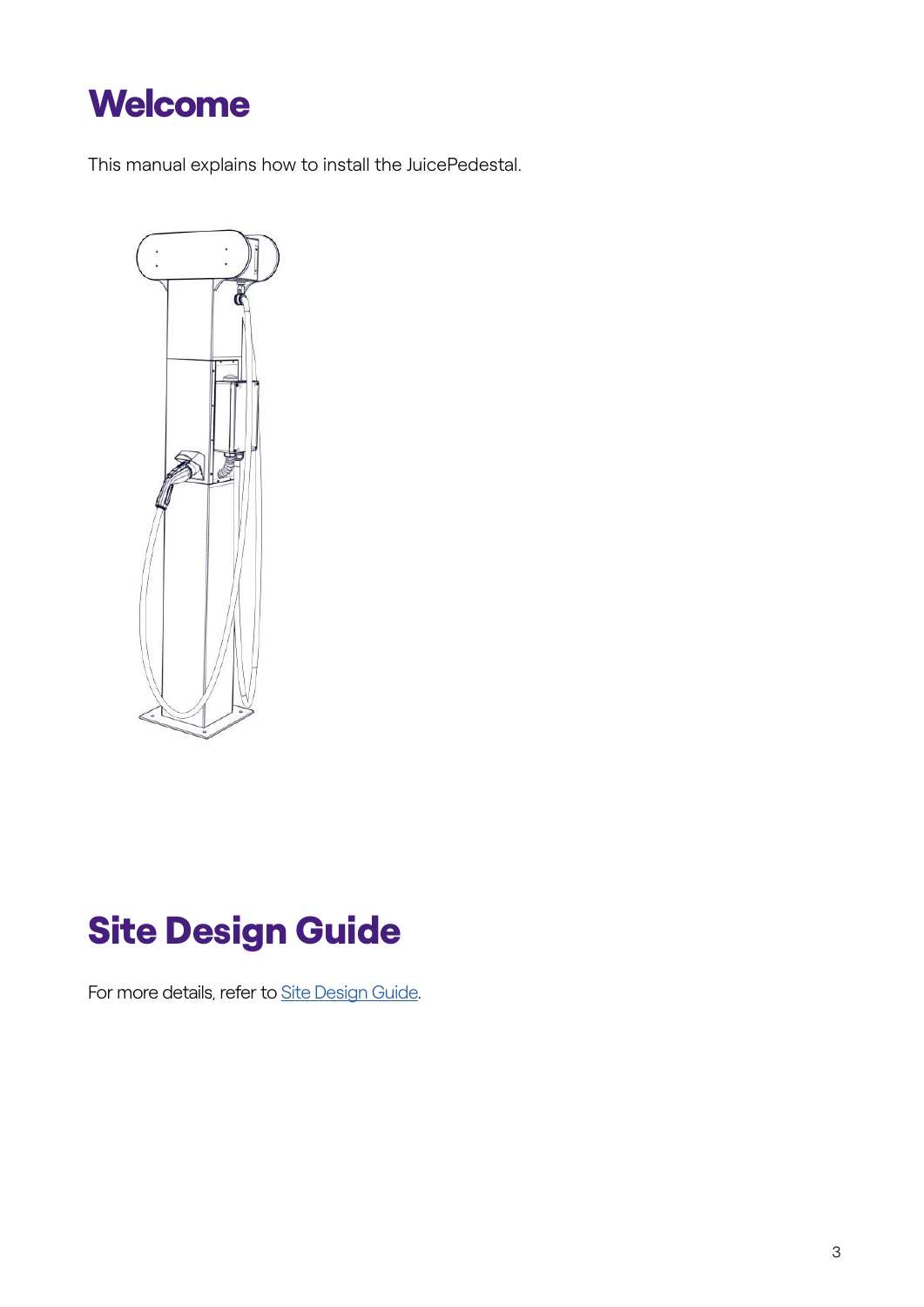# Welcome

This manual explains how to install the JuicePedestal.

# Site Design Guide

For more details, refer to Site Design Guide.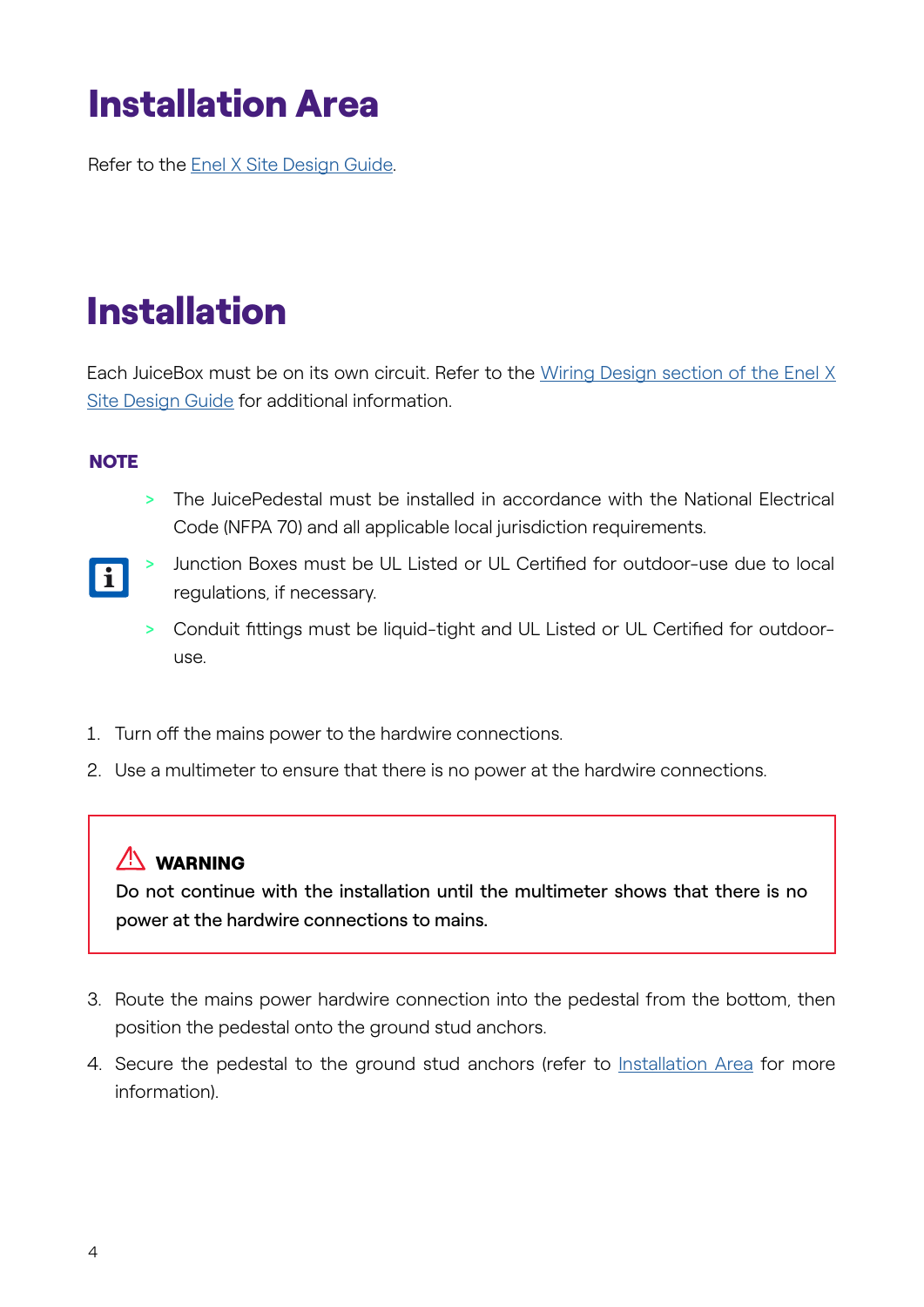# Installation Area

Refer to the Enel X Site Design Guide.

# Installation

Each JuiceBox must be on its own circuit. Refer to the Wiring Design section of the Enel X Site Design Guide for additional information.

**NOTE**

- The JuicePedestal must be installed in accordance with the National Electrical Code (NFPA 70) and all applicable local jurisdiction requirements.
- Junction Boxes must be UL Listed or UL Certified for outdoor-use due to local regulations, if necessary.
- Conduit fittings must be liquid-tight and UL Listed or UL Certified for outdoor-use.

1. Turn off the mains power to the hardwire connections.
2. Use a multimeter to ensure that there is no power at the hardwire connections.

> **WARNING**
> **Do not continue with the installation until the multimeter shows that there is no power at the hardwire connections to mains.**

3. Route the mains power hardwire connection into the pedestal from the bottom, then position the pedestal onto the ground stud anchors.
4. Secure the pedestal to the ground stud anchors (refer to Installation Area for more information).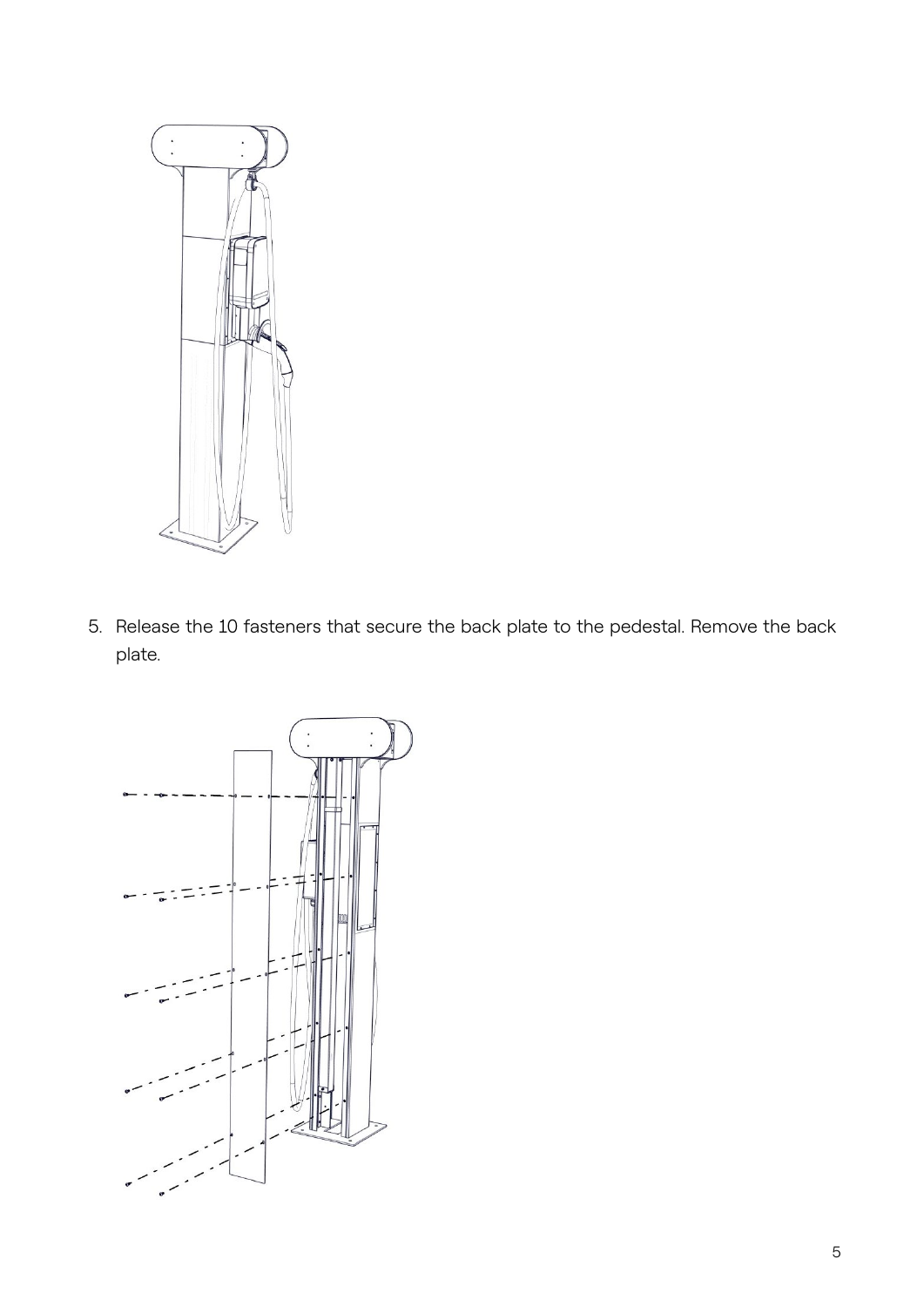5. Release the 10 fasteners that secure the back plate to the pedestal. Remove the back plate.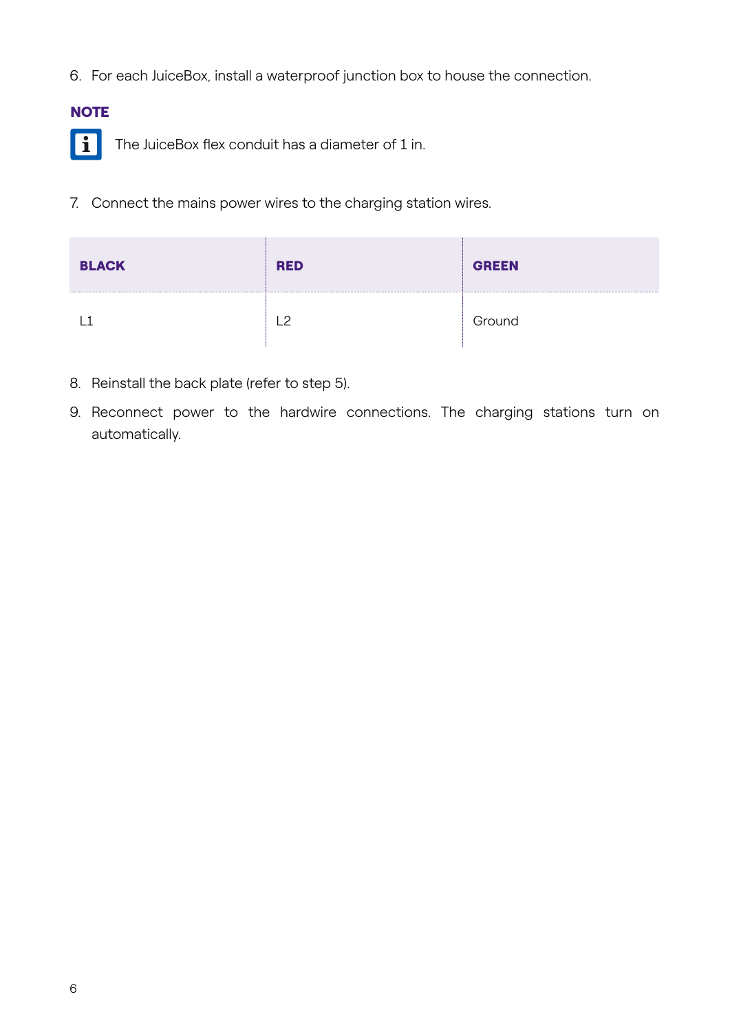6. For each JuiceBox, install a waterproof junction box to house the connection.

**NOTE**

The JuiceBox flex conduit has a diameter of 1 in.

7. Connect the mains power wires to the charging station wires.

| BLACK | RED | GREEN |
|---|---|---|
| L1 | L2 | Ground |

8. Reinstall the back plate (refer to step 5).
9. Reconnect power to the hardwire connections. The charging stations turn on automatically.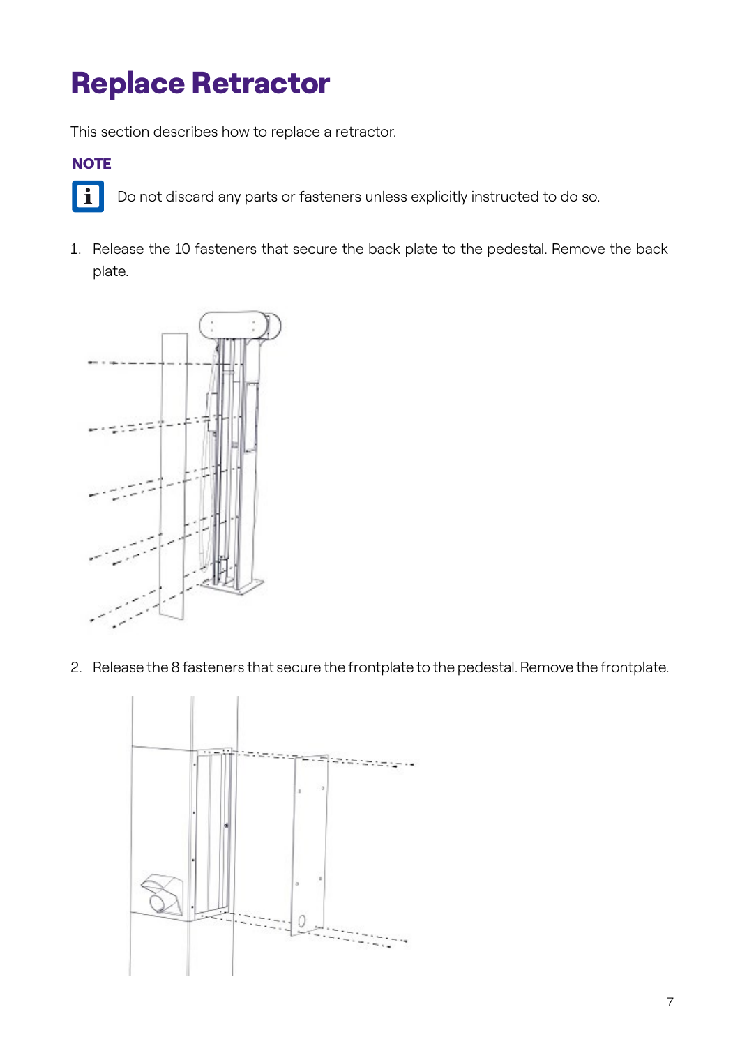# Replace Retractor

This section describes how to replace a retractor.

**NOTE**

Do not discard any parts or fasteners unless explicitly instructed to do so.

1. Release the 10 fasteners that secure the back plate to the pedestal. Remove the back plate.

2. Release the 8 fasteners that secure the frontplate to the pedestal. Remove the frontplate.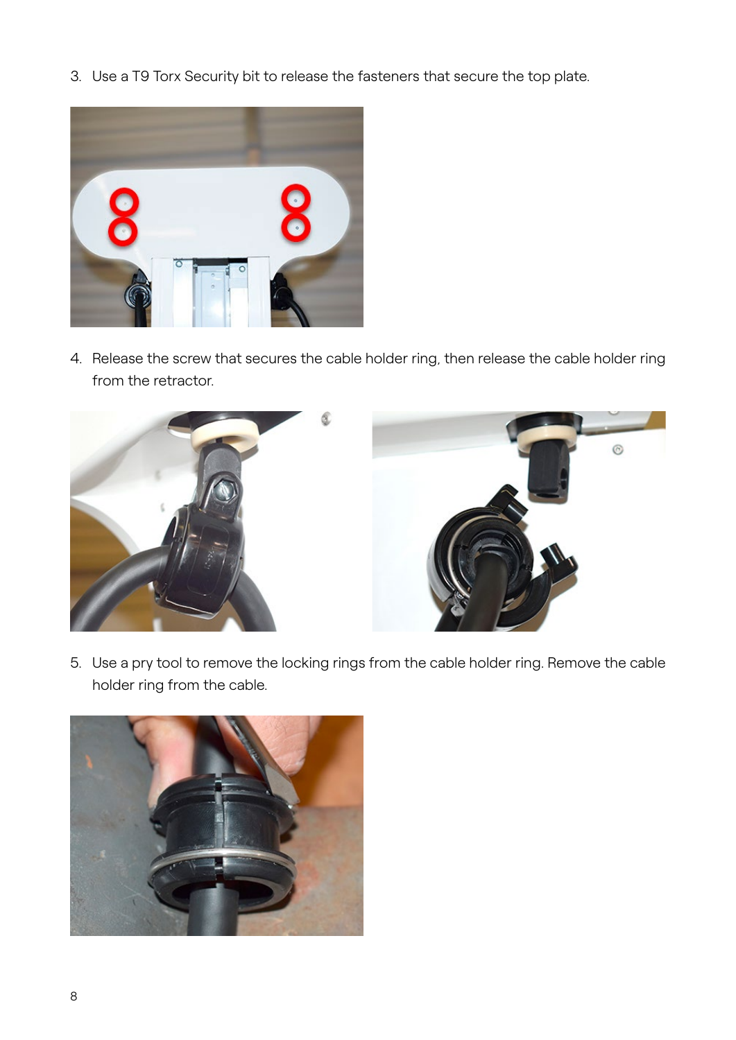3. Use a T9 Torx Security bit to release the fasteners that secure the top plate.

4. Release the screw that secures the cable holder ring, then release the cable holder ring from the retractor.

5. Use a pry tool to remove the locking rings from the cable holder ring. Remove the cable holder ring from the cable.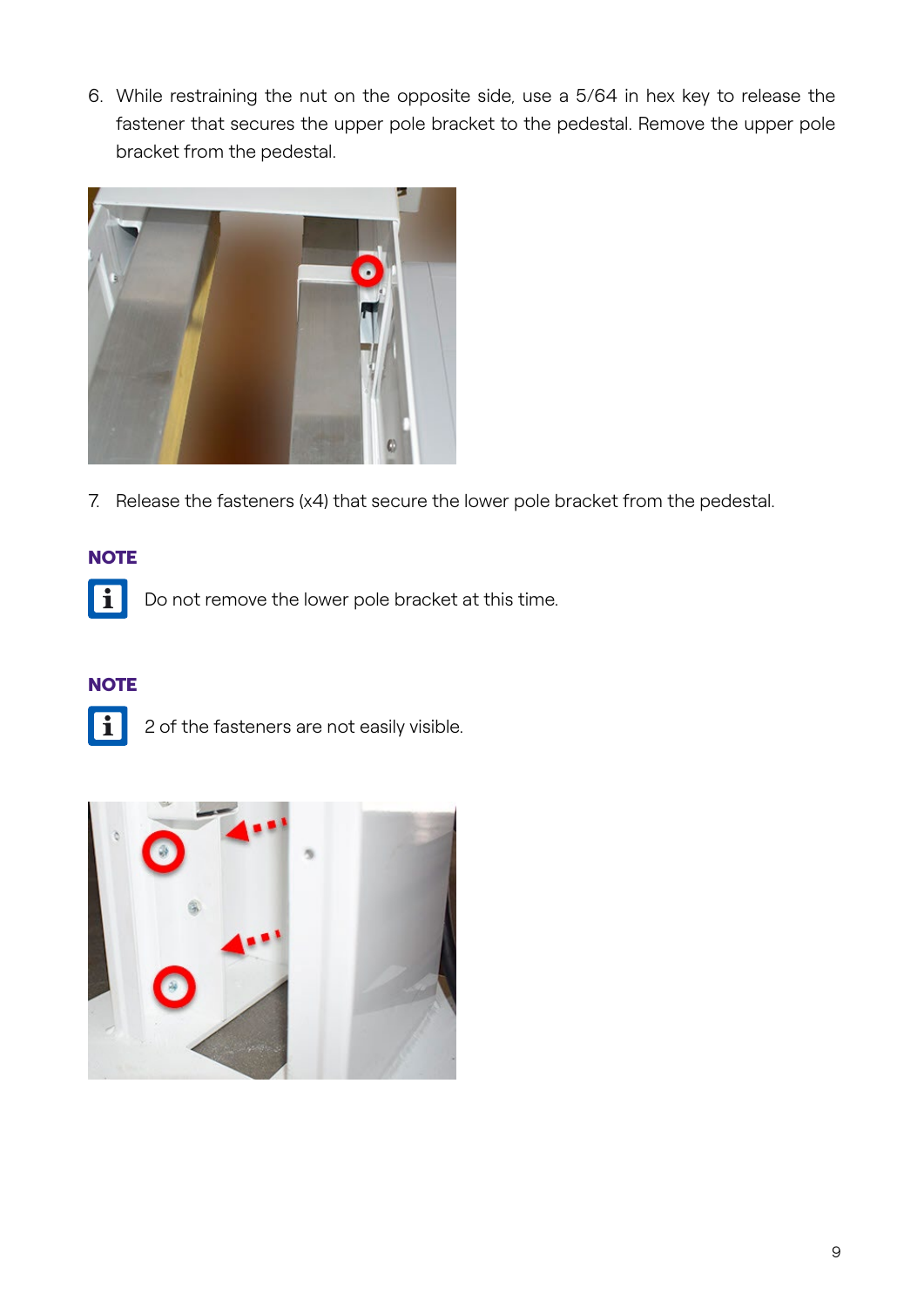6. While restraining the nut on the opposite side, use a 5/64 in hex key to release the fastener that secures the upper pole bracket to the pedestal. Remove the upper pole bracket from the pedestal.

7. Release the fasteners (x4) that secure the lower pole bracket from the pedestal.

**NOTE**

Do not remove the lower pole bracket at this time.

**NOTE**

2 of the fasteners are not easily visible.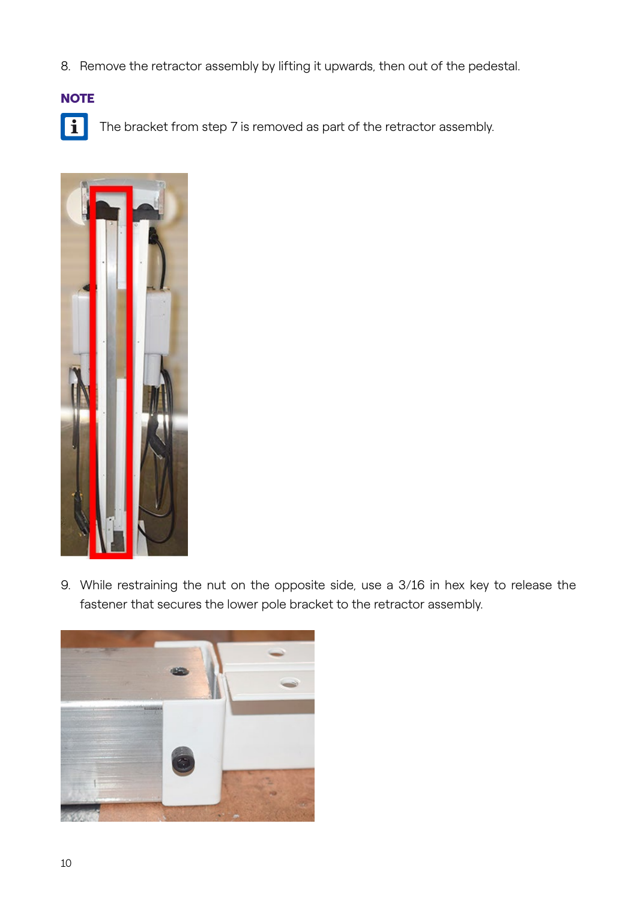8. Remove the retractor assembly by lifting it upwards, then out of the pedestal.

**NOTE**

The bracket from step 7 is removed as part of the retractor assembly.

9. While restraining the nut on the opposite side, use a 3/16 in hex key to release the fastener that secures the lower pole bracket to the retractor assembly.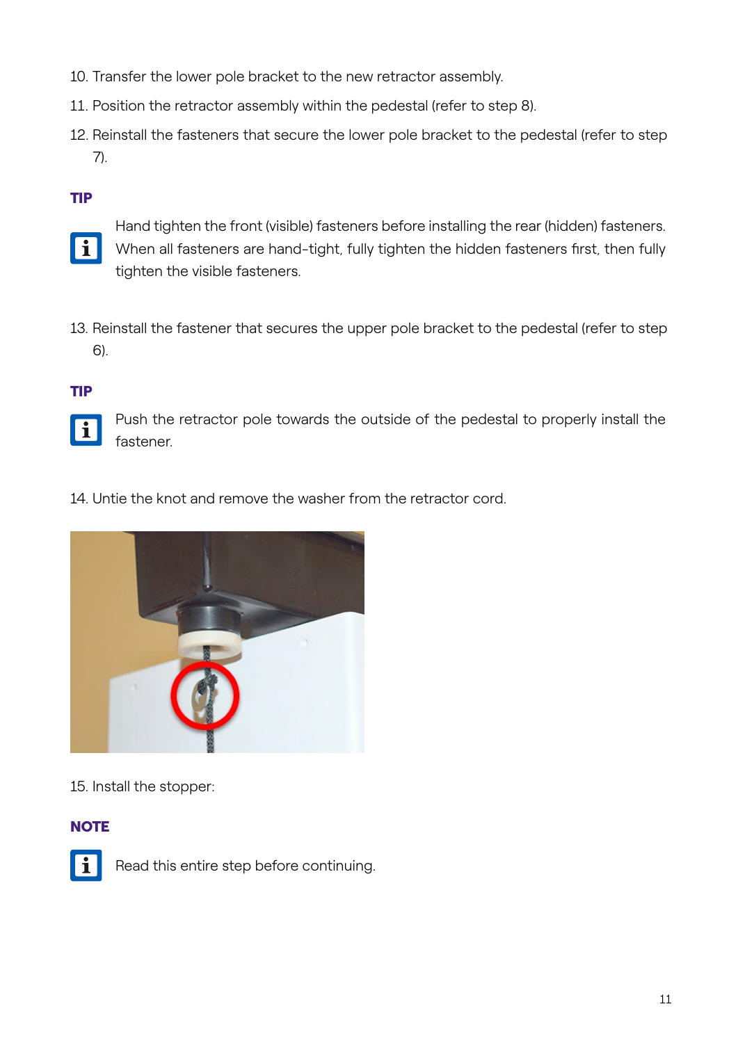10. Transfer the lower pole bracket to the new retractor assembly.
11. Position the retractor assembly within the pedestal (refer to step 8).
12. Reinstall the fasteners that secure the lower pole bracket to the pedestal (refer to step 7).

**TIP**

Hand tighten the front (visible) fasteners before installing the rear (hidden) fasteners. When all fasteners are hand-tight, fully tighten the hidden fasteners first, then fully tighten the visible fasteners.

13. Reinstall the fastener that secures the upper pole bracket to the pedestal (refer to step 6).

**TIP**

Push the retractor pole towards the outside of the pedestal to properly install the fastener.

14. Untie the knot and remove the washer from the retractor cord.

15. Install the stopper:

**NOTE**

Read this entire step before continuing.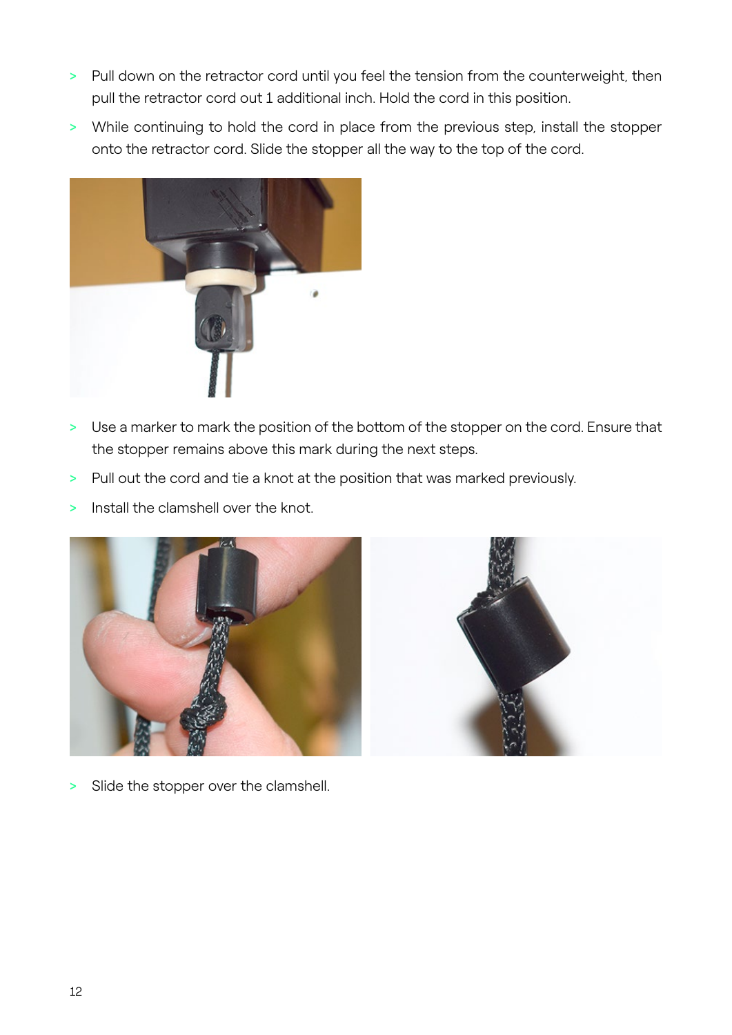- Pull down on the retractor cord until you feel the tension from the counterweight, then pull the retractor cord out 1 additional inch. Hold the cord in this position.
- While continuing to hold the cord in place from the previous step, install the stopper onto the retractor cord. Slide the stopper all the way to the top of the cord.
- Use a marker to mark the position of the bottom of the stopper on the cord. Ensure that the stopper remains above this mark during the next steps.
- Pull out the cord and tie a knot at the position that was marked previously.
- Install the clamshell over the knot.
- Slide the stopper over the clamshell.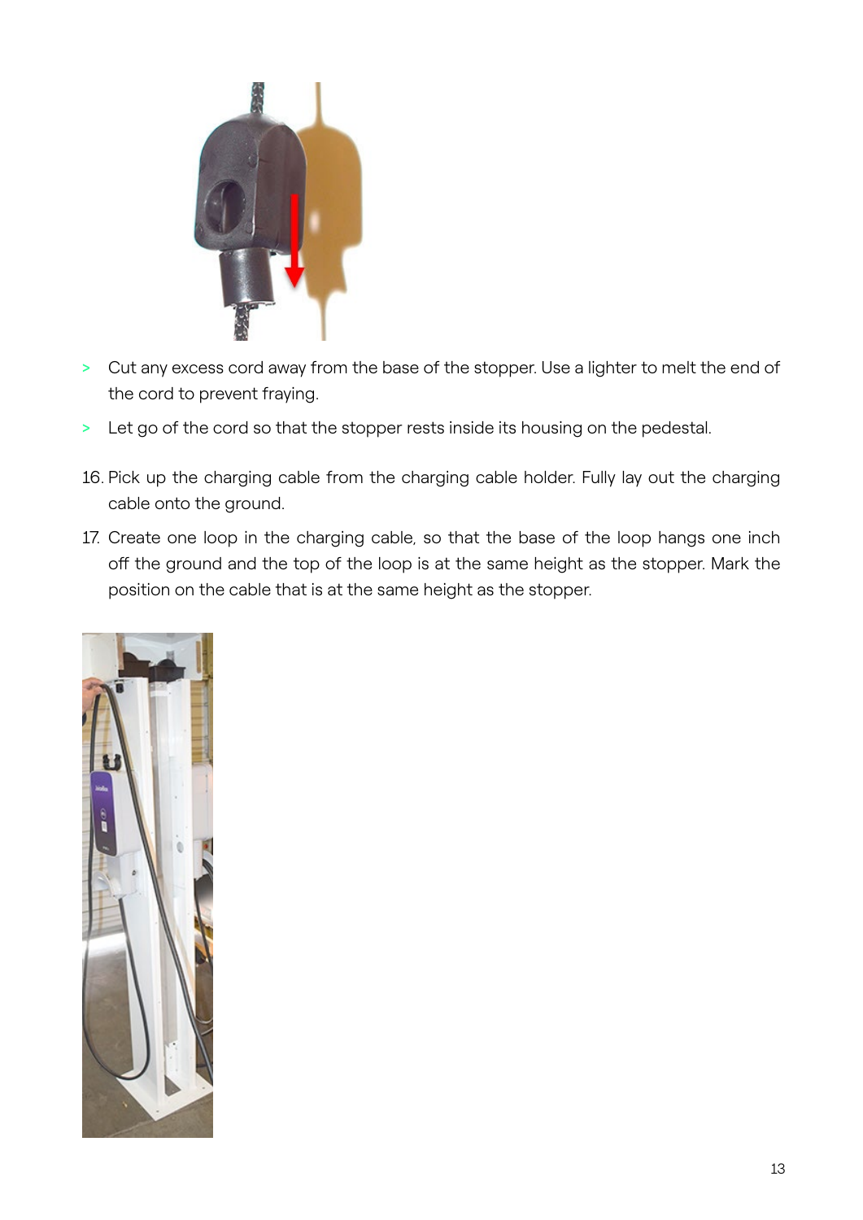- Cut any excess cord away from the base of the stopper. Use a lighter to melt the end of the cord to prevent fraying.
- Let go of the cord so that the stopper rests inside its housing on the pedestal.

16. Pick up the charging cable from the charging cable holder. Fully lay out the charging cable onto the ground.
17. Create one loop in the charging cable, so that the base of the loop hangs one inch off the ground and the top of the loop is at the same height as the stopper. Mark the position on the cable that is at the same height as the stopper.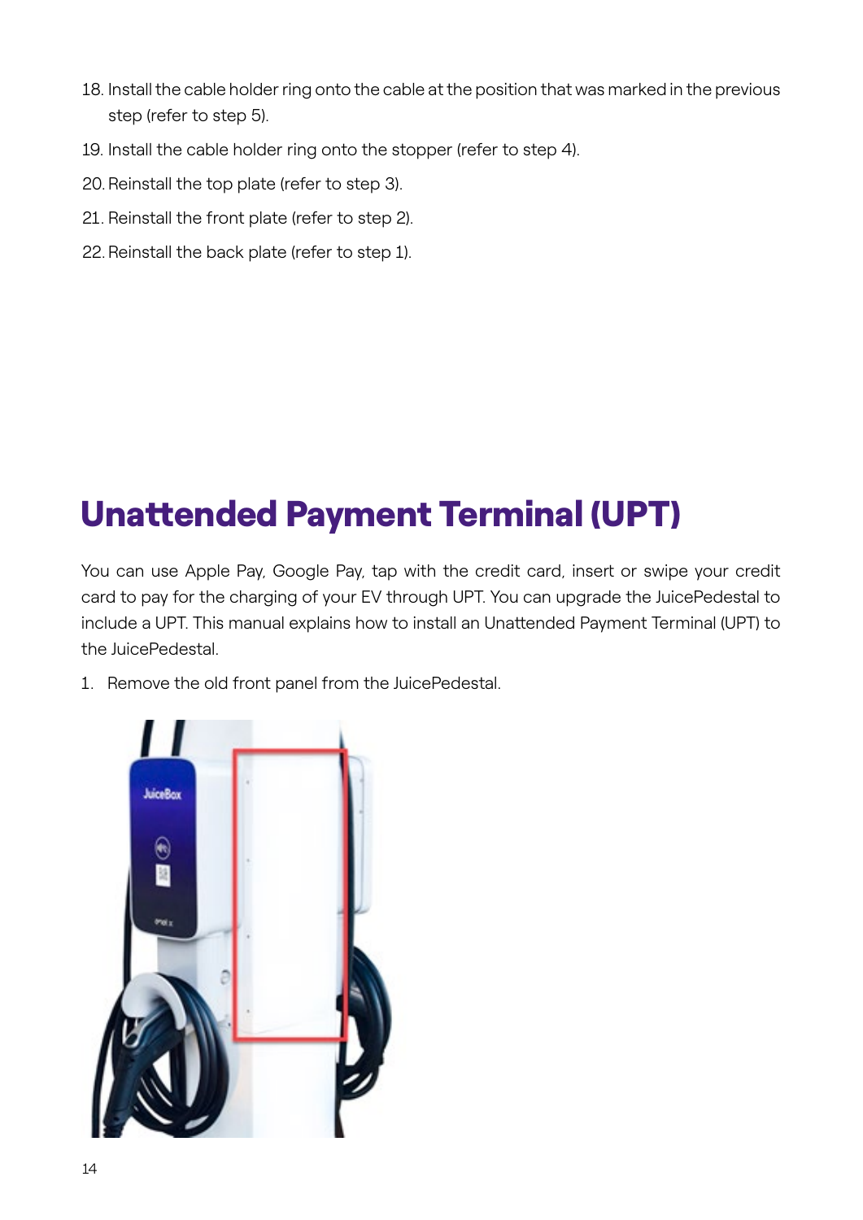18. Install the cable holder ring onto the cable at the position that was marked in the previous step (refer to step 5).
19. Install the cable holder ring onto the stopper (refer to step 4).
20. Reinstall the top plate (refer to step 3).
21. Reinstall the front plate (refer to step 2).
22. Reinstall the back plate (refer to step 1).

# Unattended Payment Terminal (UPT)

You can use Apple Pay, Google Pay, tap with the credit card, insert or swipe your credit card to pay for the charging of your EV through UPT. You can upgrade the JuicePedestal to include a UPT. This manual explains how to install an Unattended Payment Terminal (UPT) to the JuicePedestal.

1. Remove the old front panel from the JuicePedestal.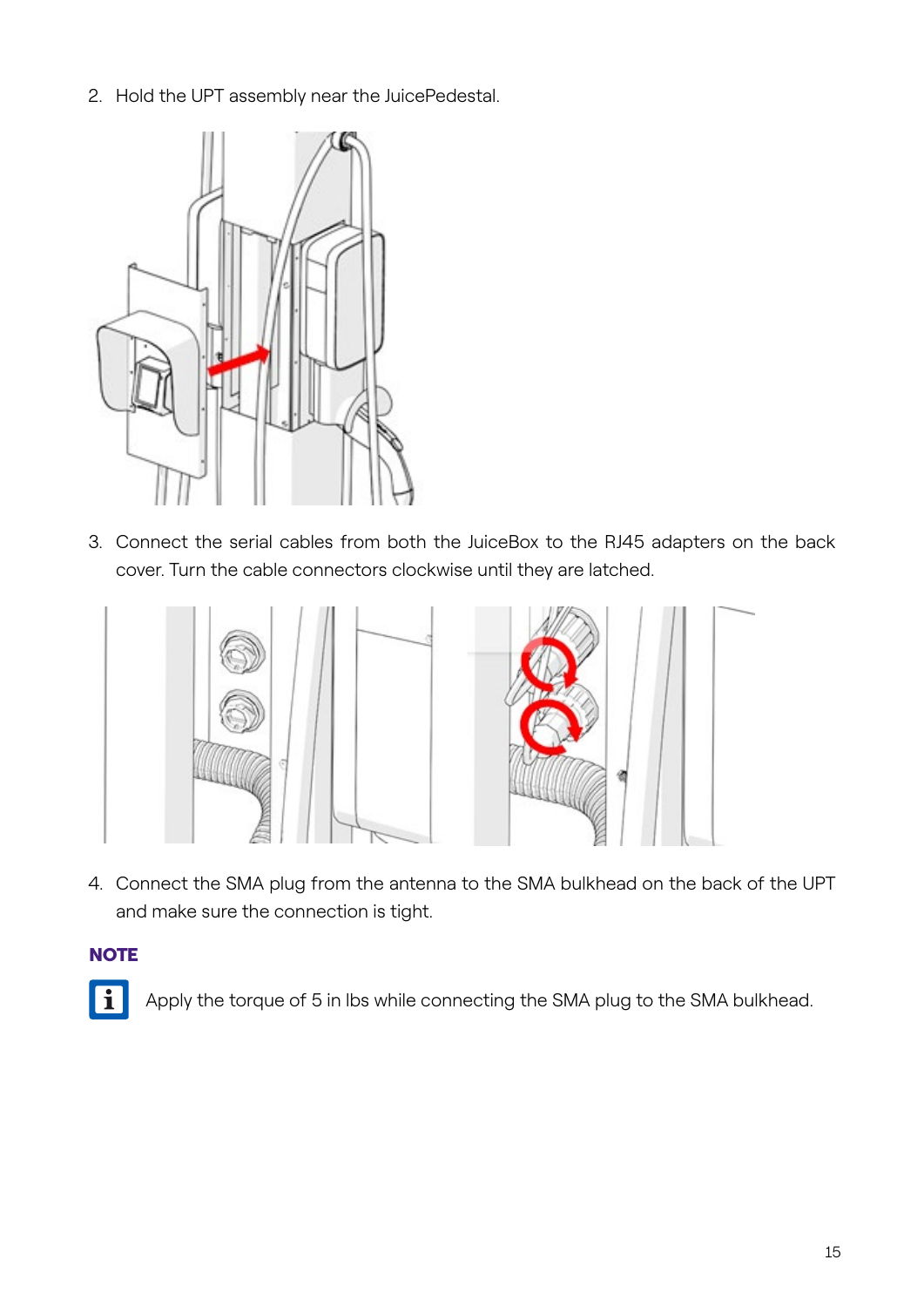2. Hold the UPT assembly near the JuicePedestal.

3. Connect the serial cables from both the JuiceBox to the RJ45 adapters on the back cover. Turn the cable connectors clockwise until they are latched.

4. Connect the SMA plug from the antenna to the SMA bulkhead on the back of the UPT and make sure the connection is tight.

**NOTE**

Apply the torque of 5 in lbs while connecting the SMA plug to the SMA bulkhead.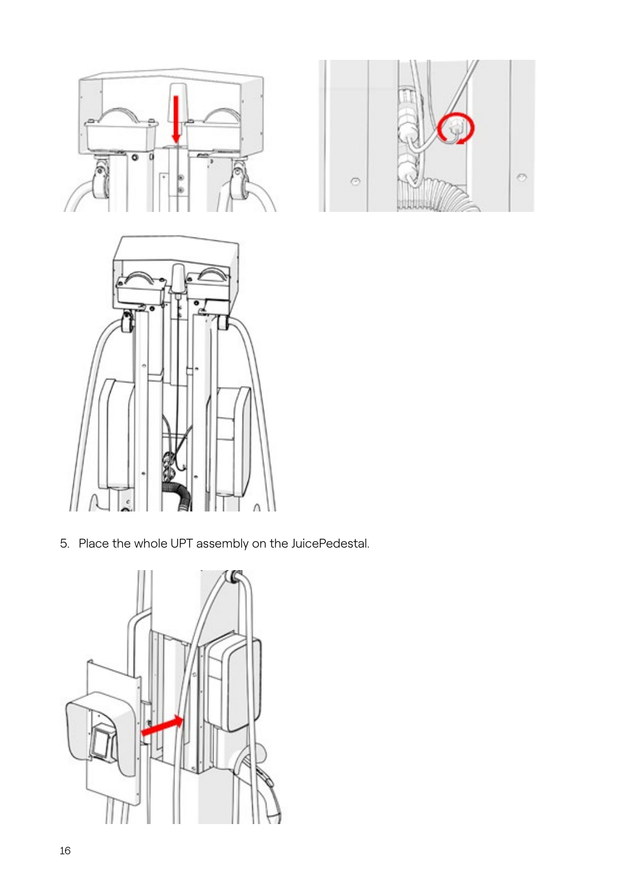5. Place the whole UPT assembly on the JuicePedestal.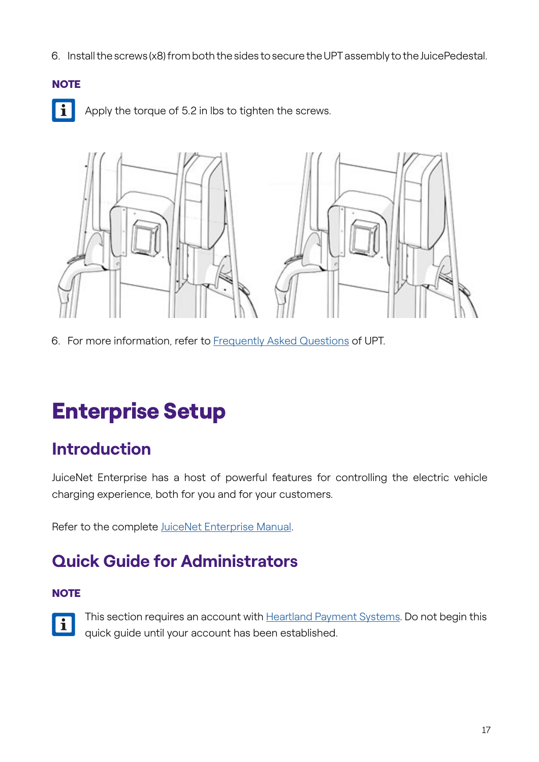6. Install the screws (x8) from both the sides to secure the UPT assembly to the JuicePedestal.

**NOTE**

Apply the torque of 5.2 in lbs to tighten the screws.

6. For more information, refer to [Frequently Asked Questions](#) of UPT.

# Enterprise Setup

## Introduction

JuiceNet Enterprise has a host of powerful features for controlling the electric vehicle charging experience, both for you and for your customers.

Refer to the complete [JuiceNet Enterprise Manual](#).

## Quick Guide for Administrators

**NOTE**

This section requires an account with [Heartland Payment Systems](#). Do not begin this quick guide until your account has been established.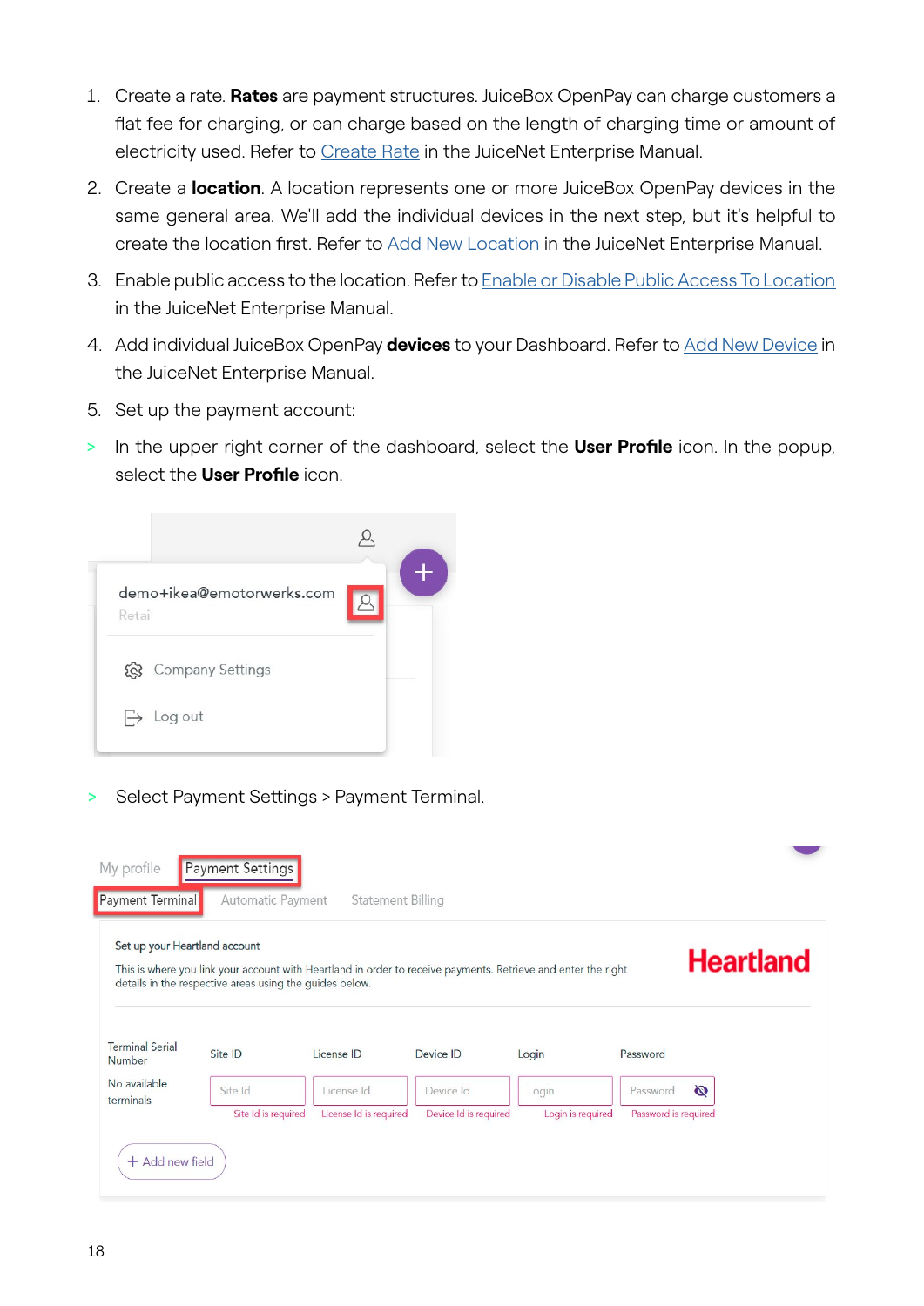1. Create a rate. **Rates** are payment structures. JuiceBox OpenPay can charge customers a flat fee for charging, or can charge based on the length of charging time or amount of electricity used. Refer to Create Rate in the JuiceNet Enterprise Manual.
2. Create a **location**. A location represents one or more JuiceBox OpenPay devices in the same general area. We'll add the individual devices in the next step, but it's helpful to create the location first. Refer to Add New Location in the JuiceNet Enterprise Manual.
3. Enable public access to the location. Refer to Enable or Disable Public Access To Location in the JuiceNet Enterprise Manual.
4. Add individual JuiceBox OpenPay **devices** to your Dashboard. Refer to Add New Device in the JuiceNet Enterprise Manual.
5. Set up the payment account:

> In the upper right corner of the dashboard, select the **User Profile** icon. In the popup, select the **User Profile** icon.

demo+ikea@emotorwerks.com
Retail
Company Settings
Log out

> Select Payment Settings > Payment Terminal.

My profile
Payment Settings
Payment Terminal
Automatic Payment
Statement Billing

Set up your Heartland account

This is where you link your account with Heartland in order to receive payments. Retrieve and enter the right details in the respective areas using the guides below.

Heartland

| Terminal Serial Number | Site ID | License ID | Device ID | Login | Password |
|---|---|---|---|---|---|
| No available terminals | Site Id<br>Site Id is required | License Id<br>License Id is required | Device Id<br>Device Id is required | Login<br>Login is required | Password<br>Password is required |

+ Add new field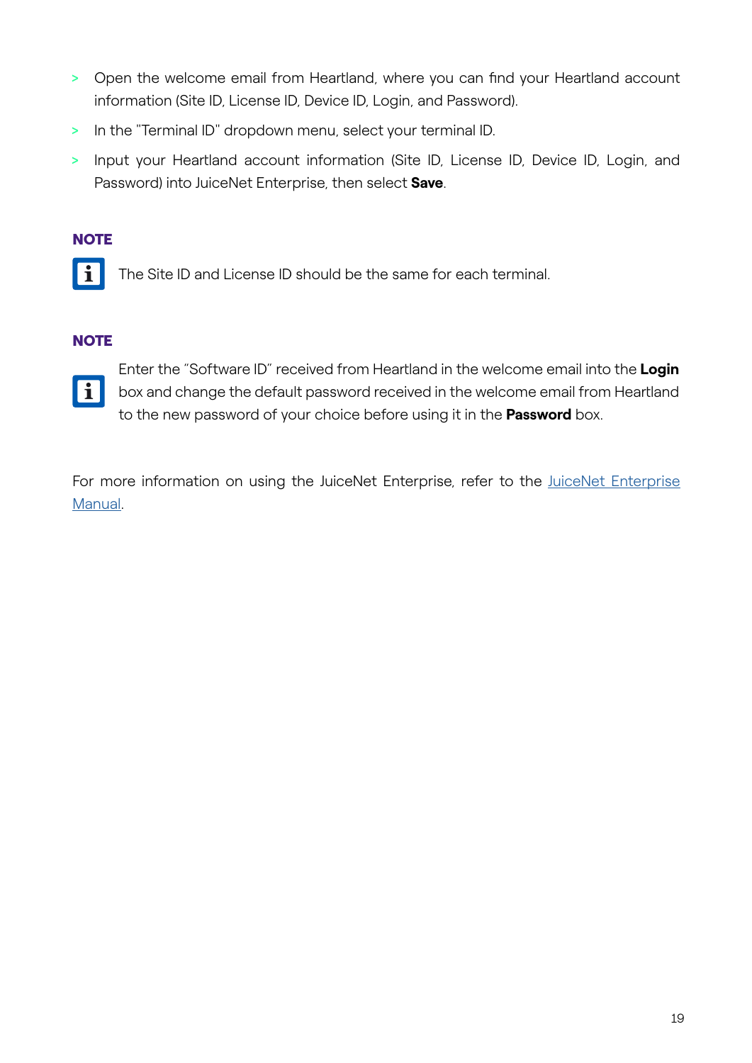- Open the welcome email from Heartland, where you can find your Heartland account information (Site ID, License ID, Device ID, Login, and Password).
- In the "Terminal ID" dropdown menu, select your terminal ID.
- Input your Heartland account information (Site ID, License ID, Device ID, Login, and Password) into JuiceNet Enterprise, then select **Save**.

**NOTE**

The Site ID and License ID should be the same for each terminal.

**NOTE**

Enter the "Software ID" received from Heartland in the welcome email into the **Login** box and change the default password received in the welcome email from Heartland to the new password of your choice before using it in the **Password** box.

For more information on using the JuiceNet Enterprise, refer to the JuiceNet Enterprise Manual.